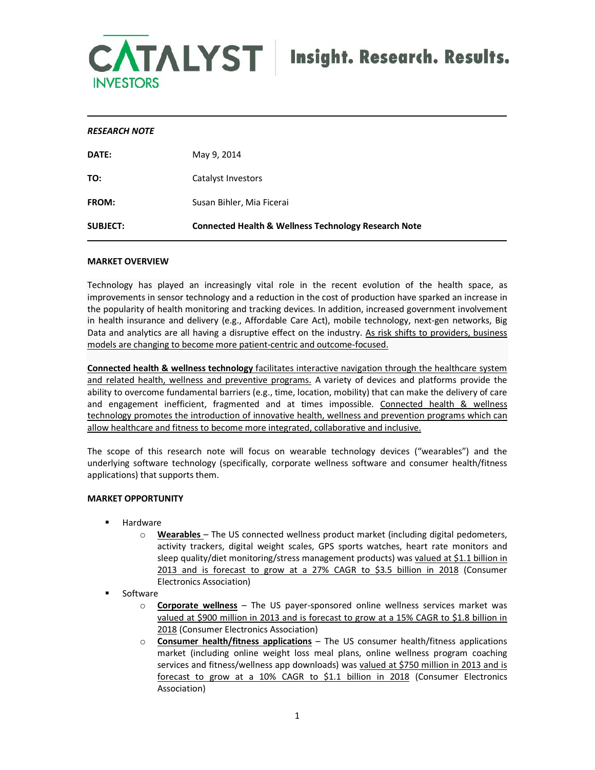# CATALYST INVESTORS | Insight. Research. Results.

***RESEARCH NOTE***

| | |
|---|---|
| **DATE:** | May 9, 2014 |
| **TO:** | Catalyst Investors |
| **FROM:** | Susan Bihler, Mia Ficerai |
| **SUBJECT:** | **Connected Health & Wellness Technology Research Note** |

**MARKET OVERVIEW**

Technology has played an increasingly vital role in the recent evolution of the health space, as improvements in sensor technology and a reduction in the cost of production have sparked an increase in the popularity of health monitoring and tracking devices. In addition, increased government involvement in health insurance and delivery (e.g., Affordable Care Act), mobile technology, next-gen networks, Big Data and analytics are all having a disruptive effect on the industry. As risk shifts to providers, business models are changing to become more patient-centric and outcome-focused.

**Connected health & wellness technology** facilitates interactive navigation through the healthcare system and related health, wellness and preventive programs. A variety of devices and platforms provide the ability to overcome fundamental barriers (e.g., time, location, mobility) that can make the delivery of care and engagement inefficient, fragmented and at times impossible. Connected health & wellness technology promotes the introduction of innovative health, wellness and prevention programs which can allow healthcare and fitness to become more integrated, collaborative and inclusive.

The scope of this research note will focus on wearable technology devices ("wearables") and the underlying software technology (specifically, corporate wellness software and consumer health/fitness applications) that supports them.

**MARKET OPPORTUNITY**

- Hardware
  - **Wearables** – The US connected wellness product market (including digital pedometers, activity trackers, digital weight scales, GPS sports watches, heart rate monitors and sleep quality/diet monitoring/stress management products) was valued at $1.1 billion in 2013 and is forecast to grow at a 27% CAGR to $3.5 billion in 2018 (Consumer Electronics Association)
- Software
  - **Corporate wellness** – The US payer-sponsored online wellness services market was valued at $900 million in 2013 and is forecast to grow at a 15% CAGR to $1.8 billion in 2018 (Consumer Electronics Association)
  - **Consumer health/fitness applications** – The US consumer health/fitness applications market (including online weight loss meal plans, online wellness program coaching services and fitness/wellness app downloads) was valued at $750 million in 2013 and is forecast to grow at a 10% CAGR to $1.1 billion in 2018 (Consumer Electronics Association)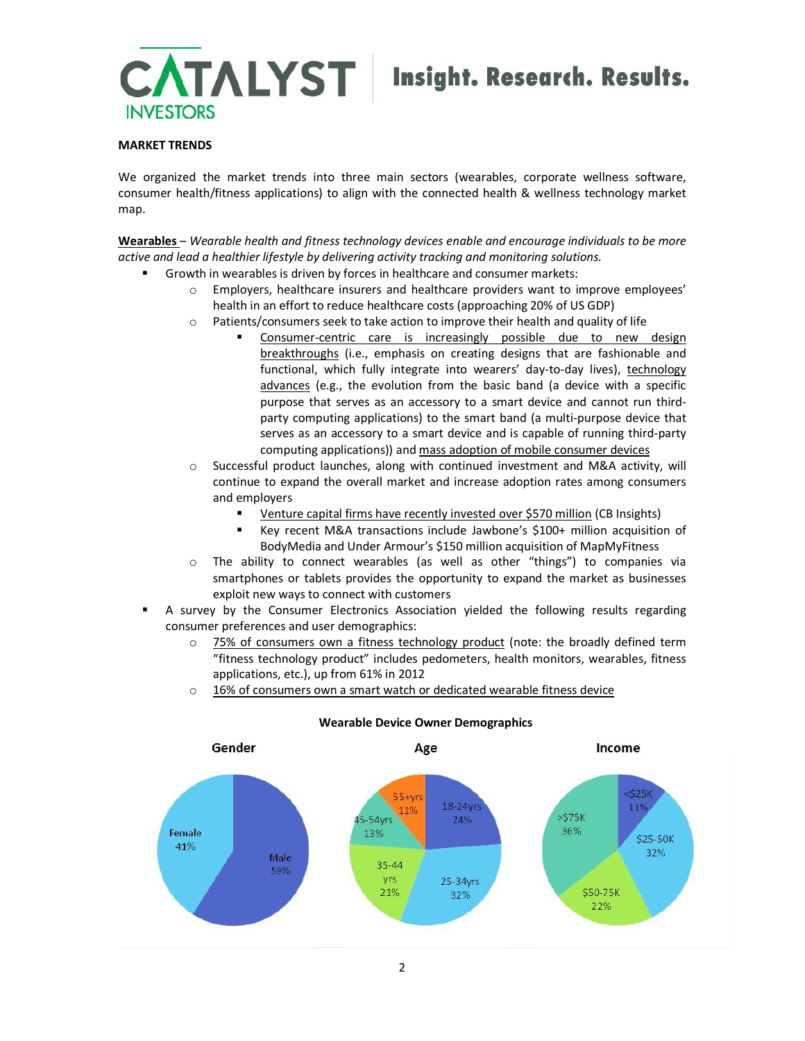**MARKET TRENDS**

We organized the market trends into three main sectors (wearables, corporate wellness software, consumer health/fitness applications) to align with the connected health & wellness technology market map.

**Wearables** – *Wearable health and fitness technology devices enable and encourage individuals to be more active and lead a healthier lifestyle by delivering activity tracking and monitoring solutions.*

- Growth in wearables is driven by forces in healthcare and consumer markets:
  - Employers, healthcare insurers and healthcare providers want to improve employees' health in an effort to reduce healthcare costs (approaching 20% of US GDP)
  - Patients/consumers seek to take action to improve their health and quality of life
    - Consumer-centric care is increasingly possible due to new design breakthroughs (i.e., emphasis on creating designs that are fashionable and functional, which fully integrate into wearers' day-to-day lives), technology advances (e.g., the evolution from the basic band (a device with a specific purpose that serves as an accessory to a smart device and cannot run third-party computing applications) to the smart band (a multi-purpose device that serves as an accessory to a smart device and is capable of running third-party computing applications)) and mass adoption of mobile consumer devices
  - Successful product launches, along with continued investment and M&A activity, will continue to expand the overall market and increase adoption rates among consumers and employers
    - Venture capital firms have recently invested over $570 million (CB Insights)
    - Key recent M&A transactions include Jawbone's $100+ million acquisition of BodyMedia and Under Armour's $150 million acquisition of MapMyFitness
  - The ability to connect wearables (as well as other "things") to companies via smartphones or tablets provides the opportunity to expand the market as businesses exploit new ways to connect with customers
- A survey by the Consumer Electronics Association yielded the following results regarding consumer preferences and user demographics:
  - 75% of consumers own a fitness technology product (note: the broadly defined term "fitness technology product" includes pedometers, health monitors, wearables, fitness applications, etc.), up from 61% in 2012
  - 16% of consumers own a smart watch or dedicated wearable fitness device

**Wearable Device Owner Demographics**

| Gender | | Age | | Income | |
|---|---|---|---|---|---|
| Male | 59% | 18-24yrs | 24% | <$25K | 11% |
| Female | 41% | 25-34yrs | 32% | $25-50K | 32% |
| | | 35-44 yrs | 21% | $50-75K | 22% |
| | | 45-54yrs | 13% | >$75K | 36% |
| | | 55+yrs | 11% | | |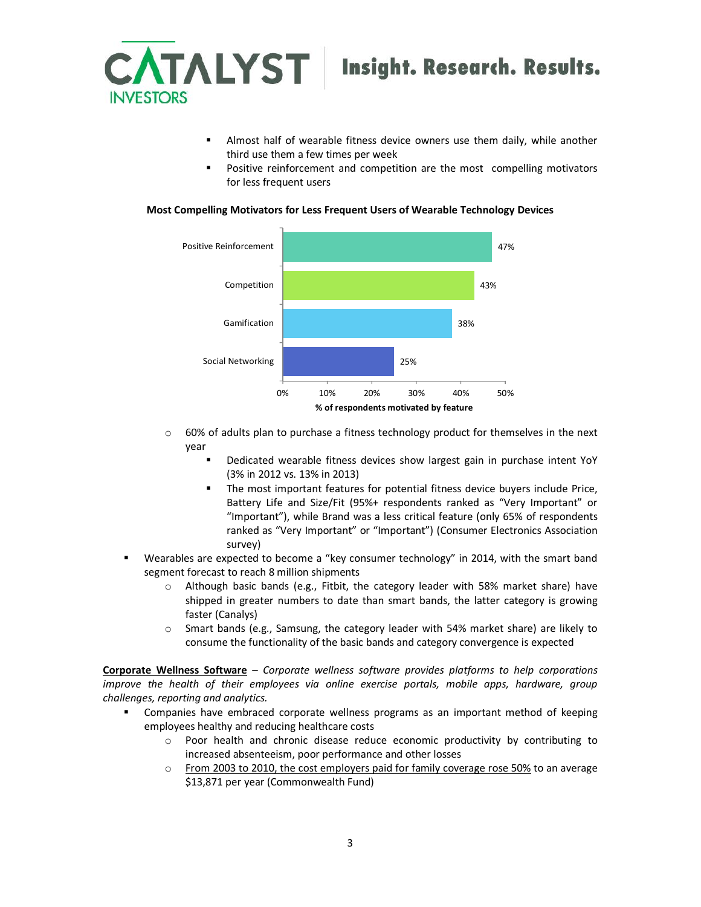- Almost half of wearable fitness device owners use them daily, while another third use them a few times per week
- Positive reinforcement and competition are the most compelling motivators for less frequent users

**Most Compelling Motivators for Less Frequent Users of Wearable Technology Devices**

| Motivator | % of respondents motivated by feature |
|---|---|
| Positive Reinforcement | 47% |
| Competition | 43% |
| Gamification | 38% |
| Social Networking | 25% |

- 60% of adults plan to purchase a fitness technology product for themselves in the next year
  - Dedicated wearable fitness devices show largest gain in purchase intent YoY (3% in 2012 vs. 13% in 2013)
  - The most important features for potential fitness device buyers include Price, Battery Life and Size/Fit (95%+ respondents ranked as "Very Important" or "Important"), while Brand was a less critical feature (only 65% of respondents ranked as "Very Important" or "Important") (Consumer Electronics Association survey)
- Wearables are expected to become a "key consumer technology" in 2014, with the smart band segment forecast to reach 8 million shipments
  - Although basic bands (e.g., Fitbit, the category leader with 58% market share) have shipped in greater numbers to date than smart bands, the latter category is growing faster (Canalys)
  - Smart bands (e.g., Samsung, the category leader with 54% market share) are likely to consume the functionality of the basic bands and category convergence is expected

**Corporate Wellness Software** – *Corporate wellness software provides platforms to help corporations improve the health of their employees via online exercise portals, mobile apps, hardware, group challenges, reporting and analytics.*

- Companies have embraced corporate wellness programs as an important method of keeping employees healthy and reducing healthcare costs
  - Poor health and chronic disease reduce economic productivity by contributing to increased absenteeism, poor performance and other losses
  - From 2003 to 2010, the cost employers paid for family coverage rose 50% to an average $13,871 per year (Commonwealth Fund)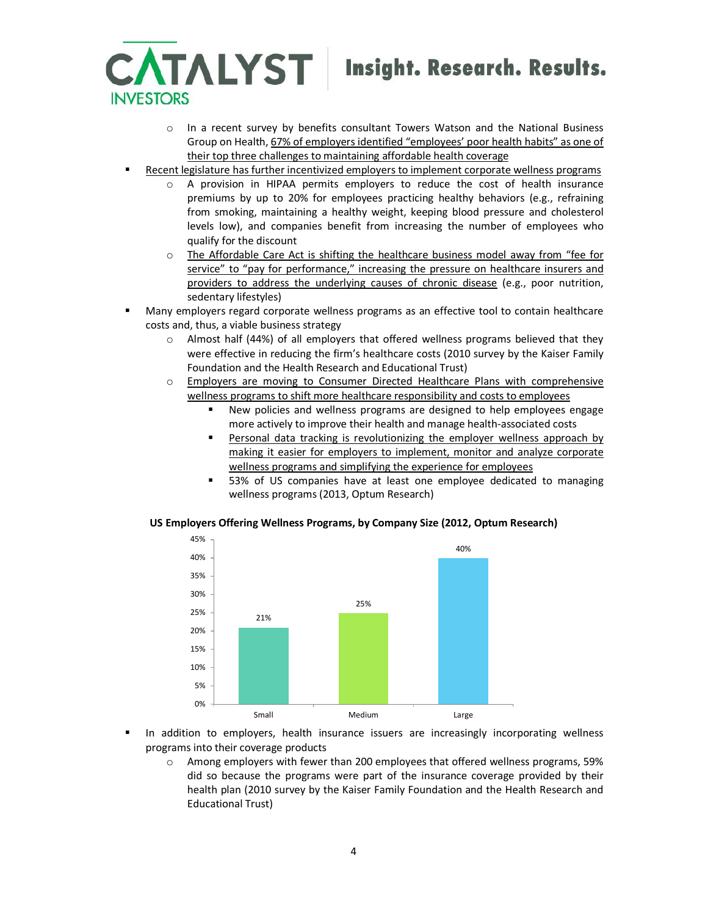- In a recent survey by benefits consultant Towers Watson and the National Business Group on Health, 67% of employers identified "employees' poor health habits" as one of their top three challenges to maintaining affordable health coverage
- Recent legislature has further incentivized employers to implement corporate wellness programs
  - A provision in HIPAA permits employers to reduce the cost of health insurance premiums by up to 20% for employees practicing healthy behaviors (e.g., refraining from smoking, maintaining a healthy weight, keeping blood pressure and cholesterol levels low), and companies benefit from increasing the number of employees who qualify for the discount
  - The Affordable Care Act is shifting the healthcare business model away from "fee for service" to "pay for performance," increasing the pressure on healthcare insurers and providers to address the underlying causes of chronic disease (e.g., poor nutrition, sedentary lifestyles)
- Many employers regard corporate wellness programs as an effective tool to contain healthcare costs and, thus, a viable business strategy
  - Almost half (44%) of all employers that offered wellness programs believed that they were effective in reducing the firm's healthcare costs (2010 survey by the Kaiser Family Foundation and the Health Research and Educational Trust)
  - Employers are moving to Consumer Directed Healthcare Plans with comprehensive wellness programs to shift more healthcare responsibility and costs to employees
    - New policies and wellness programs are designed to help employees engage more actively to improve their health and manage health-associated costs
    - Personal data tracking is revolutionizing the employer wellness approach by making it easier for employers to implement, monitor and analyze corporate wellness programs and simplifying the experience for employees
    - 53% of US companies have at least one employee dedicated to managing wellness programs (2013, Optum Research)

**US Employers Offering Wellness Programs, by Company Size (2012, Optum Research)**

| Company Size | Share of Employers |
|---|---|
| Small | 21% |
| Medium | 25% |
| Large | 40% |

- In addition to employers, health insurance issuers are increasingly incorporating wellness programs into their coverage products
  - Among employers with fewer than 200 employees that offered wellness programs, 59% did so because the programs were part of the insurance coverage provided by their health plan (2010 survey by the Kaiser Family Foundation and the Health Research and Educational Trust)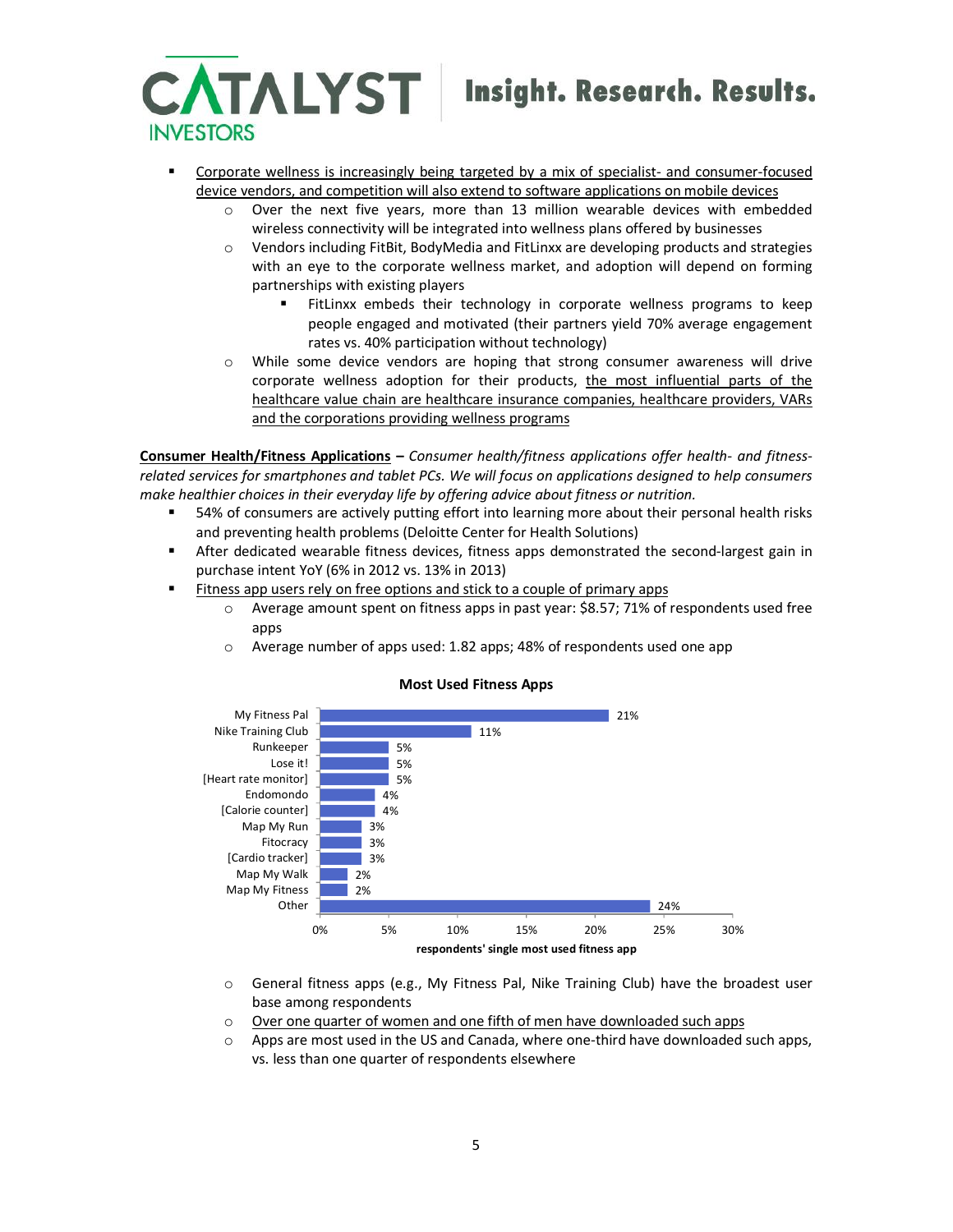- Corporate wellness is increasingly being targeted by a mix of specialist- and consumer-focused device vendors, and competition will also extend to software applications on mobile devices
    - Over the next five years, more than 13 million wearable devices with embedded wireless connectivity will be integrated into wellness plans offered by businesses
    - Vendors including FitBit, BodyMedia and FitLinxx are developing products and strategies with an eye to the corporate wellness market, and adoption will depend on forming partnerships with existing players
        - FitLinxx embeds their technology in corporate wellness programs to keep people engaged and motivated (their partners yield 70% average engagement rates vs. 40% participation without technology)
    - While some device vendors are hoping that strong consumer awareness will drive corporate wellness adoption for their products, the most influential parts of the healthcare value chain are healthcare insurance companies, healthcare providers, VARs and the corporations providing wellness programs

**Consumer Health/Fitness Applications** – *Consumer health/fitness applications offer health- and fitness-related services for smartphones and tablet PCs. We will focus on applications designed to help consumers make healthier choices in their everyday life by offering advice about fitness or nutrition.*

- 54% of consumers are actively putting effort into learning more about their personal health risks and preventing health problems (Deloitte Center for Health Solutions)
- After dedicated wearable fitness devices, fitness apps demonstrated the second-largest gain in purchase intent YoY (6% in 2012 vs. 13% in 2013)
- Fitness app users rely on free options and stick to a couple of primary apps
    - Average amount spent on fitness apps in past year: $8.57; 71% of respondents used free apps
    - Average number of apps used: 1.82 apps; 48% of respondents used one app

**Most Used Fitness Apps**

| App | Respondents' single most used fitness app |
|---|---|
| My Fitness Pal | 21% |
| Nike Training Club | 11% |
| Runkeeper | 5% |
| Lose it! | 5% |
| [Heart rate monitor] | 5% |
| Endomondo | 4% |
| [Calorie counter] | 4% |
| Map My Run | 3% |
| Fitocracy | 3% |
| [Cardio tracker] | 3% |
| Map My Walk | 2% |
| Map My Fitness | 2% |
| Other | 24% |

- General fitness apps (e.g., My Fitness Pal, Nike Training Club) have the broadest user base among respondents
- Over one quarter of women and one fifth of men have downloaded such apps
- Apps are most used in the US and Canada, where one-third have downloaded such apps, vs. less than one quarter of respondents elsewhere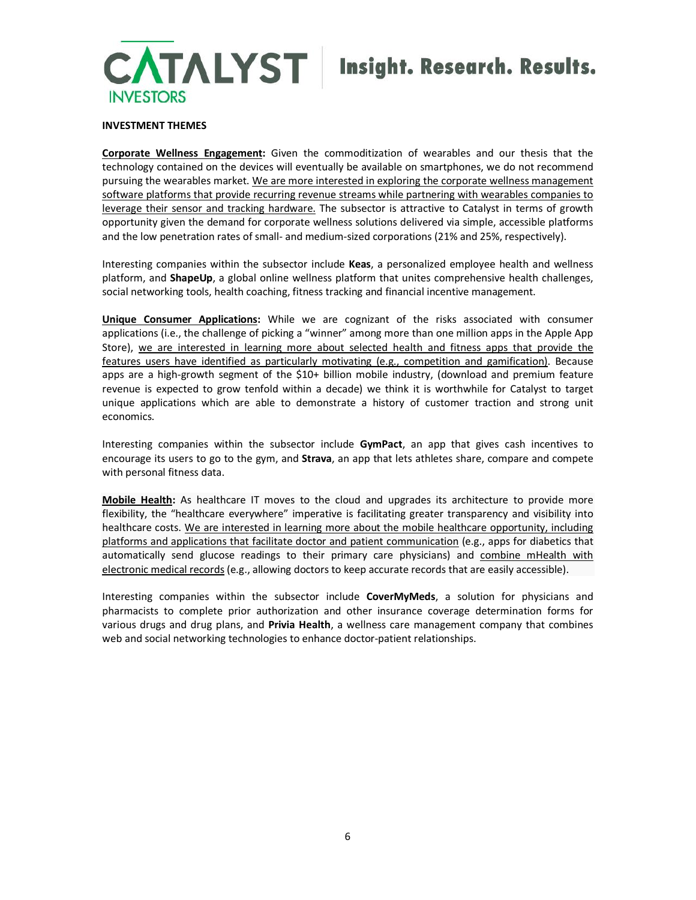**INVESTMENT THEMES**

**Corporate Wellness Engagement:** Given the commoditization of wearables and our thesis that the technology contained on the devices will eventually be available on smartphones, we do not recommend pursuing the wearables market. We are more interested in exploring the corporate wellness management software platforms that provide recurring revenue streams while partnering with wearables companies to leverage their sensor and tracking hardware. The subsector is attractive to Catalyst in terms of growth opportunity given the demand for corporate wellness solutions delivered via simple, accessible platforms and the low penetration rates of small- and medium-sized corporations (21% and 25%, respectively).

Interesting companies within the subsector include **Keas**, a personalized employee health and wellness platform, and **ShapeUp**, a global online wellness platform that unites comprehensive health challenges, social networking tools, health coaching, fitness tracking and financial incentive management.

**Unique Consumer Applications:** While we are cognizant of the risks associated with consumer applications (i.e., the challenge of picking a "winner" among more than one million apps in the Apple App Store), we are interested in learning more about selected health and fitness apps that provide the features users have identified as particularly motivating (e.g., competition and gamification). Because apps are a high-growth segment of the $10+ billion mobile industry, (download and premium feature revenue is expected to grow tenfold within a decade) we think it is worthwhile for Catalyst to target unique applications which are able to demonstrate a history of customer traction and strong unit economics.

Interesting companies within the subsector include **GymPact**, an app that gives cash incentives to encourage its users to go to the gym, and **Strava**, an app that lets athletes share, compare and compete with personal fitness data.

**Mobile Health:** As healthcare IT moves to the cloud and upgrades its architecture to provide more flexibility, the "healthcare everywhere" imperative is facilitating greater transparency and visibility into healthcare costs. We are interested in learning more about the mobile healthcare opportunity, including platforms and applications that facilitate doctor and patient communication (e.g., apps for diabetics that automatically send glucose readings to their primary care physicians) and combine mHealth with electronic medical records (e.g., allowing doctors to keep accurate records that are easily accessible).

Interesting companies within the subsector include **CoverMyMeds**, a solution for physicians and pharmacists to complete prior authorization and other insurance coverage determination forms for various drugs and drug plans, and **Privia Health**, a wellness care management company that combines web and social networking technologies to enhance doctor-patient relationships.